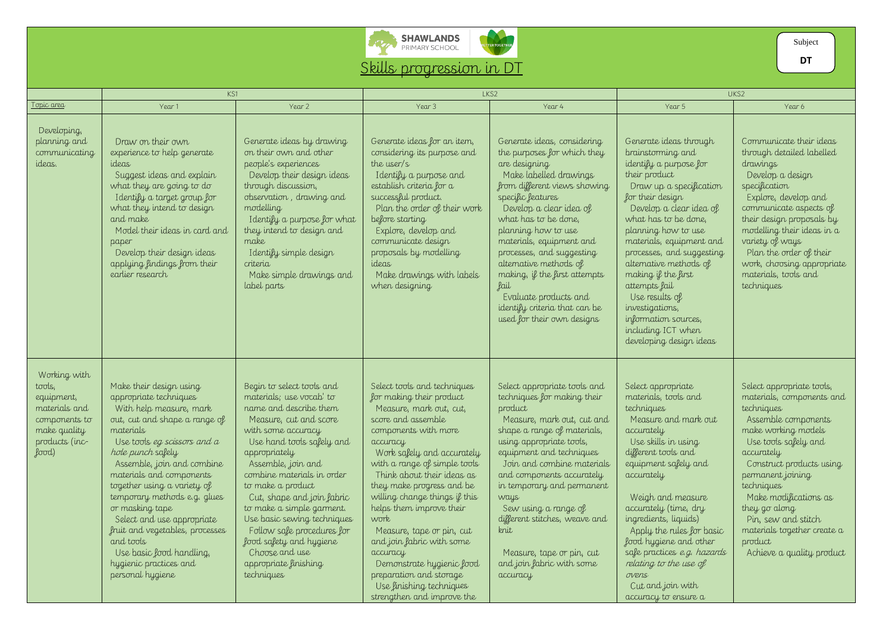SHAWLANDS PRIMARY SCHOOL

# Skills progression in DT

Subject

**DT**

| Topic area | KS1 | | LKS2 | | UKS2 | |
|---|---|---|---|---|---|---|
| | Year 1 | Year 2 | Year 3 | Year 4 | Year 5 | Year 6 |
| Developing, planning and communicating ideas. | Draw on their own experience to help generate ideas<br>Suggest ideas and explain what they are going to do<br>Identify a target group for what they intend to design and make<br>Model their ideas in card and paper<br>Develop their design ideas applying findings from their earlier research | Generate ideas by drawing on their own and other people's experiences<br>Develop their design ideas through discussion, observation , drawing and modelling<br>Identify a purpose for what they intend to design and make<br>Identify simple design criteria<br>Make simple drawings and label parts | Generate ideas for an item, considering its purpose and the user/s<br>Identify a purpose and establish criteria for a successful product.<br>Plan the order of their work before starting<br>Explore, develop and communicate design proposals by modelling ideas<br>Make drawings with labels when designing | Generate ideas, considering the purposes for which they are designing<br>Make labelled drawings from different views showing specific features<br>Develop a clear idea of what has to be done, planning how to use materials, equipment and processes, and suggesting alternative methods of making, if the first attempts fail<br>Evaluate products and identify criteria that can be used for their own designs | Generate ideas through brainstorming and identify a purpose for their product<br>Draw up a specification for their design<br>Develop a clear idea of what has to be done, planning how to use materials, equipment and processes, and suggesting alternative methods of making if the first attempts fail<br>Use results of investigations, information sources, including ICT when developing design ideas | Communicate their ideas through detailed labelled drawings<br>Develop a design specification<br>Explore, develop and communicate aspects of their design proposals by modelling their ideas in a variety of ways<br>Plan the order of their work, choosing appropriate materials, tools and techniques |
| Working with tools, equipment, materials and components to make quality products (inc- food) | Make their design using appropriate techniques<br>With help measure, mark out, cut and shape a range of materials<br>Use tools *eg scissors and a hole punch* safely<br>Assemble, join and combine materials and components together using a variety of temporary methods e.g. glues or masking tape<br>Select and use appropriate fruit and vegetables, processes and tools<br>Use basic food handling, hygienic practices and personal hygiene | Begin to select tools and materials; use vocab' to name and describe them<br>Measure, cut and score with some accuracy<br>Use hand tools safely and appropriately<br>Assemble, join and combine materials in order to make a product<br>Cut, shape and join fabric to make a simple garment. Use basic sewing techniques<br>Follow safe procedures for food safety and hygiene<br>Choose and use appropriate finishing techniques | Select tools and techniques for making their product<br>Measure, mark out, cut, score and assemble components with more accuracy<br>Work safely and accurately with a range of simple tools<br>Think about their ideas as they make progress and be willing change things if this helps them improve their work<br>Measure, tape or pin, cut and join fabric with some accuracy<br>Demonstrate hygienic food preparation and storage<br>Use finishing techniques strengthen and improve the | Select appropriate tools and techniques for making their product<br>Measure, mark out, cut and shape a range of materials, using appropriate tools, equipment and techniques<br>Join and combine materials and components accurately in temporary and permanent ways<br>Sew using a range of different stitches, weave and knit<br>Measure, tape or pin, cut and join fabric with some accuracy | Select appropriate materials, tools and techniques<br>Measure and mark out accurately<br>Use skills in using different tools and equipment safely and accurately<br>Weigh and measure accurately (time, dry ingredients, liquids)<br>Apply the rules for basic food hygiene and other safe practices e.g. *hazards relating to the use of ovens*<br>Cut and join with accuracy to ensure a | Select appropriate tools, materials, components and techniques<br>Assemble components make working models<br>Use tools safely and accurately<br>Construct products using permanent joining techniques<br>Make modifications as they go along<br>Pin, sew and stitch materials together create a product<br>Achieve a quality product |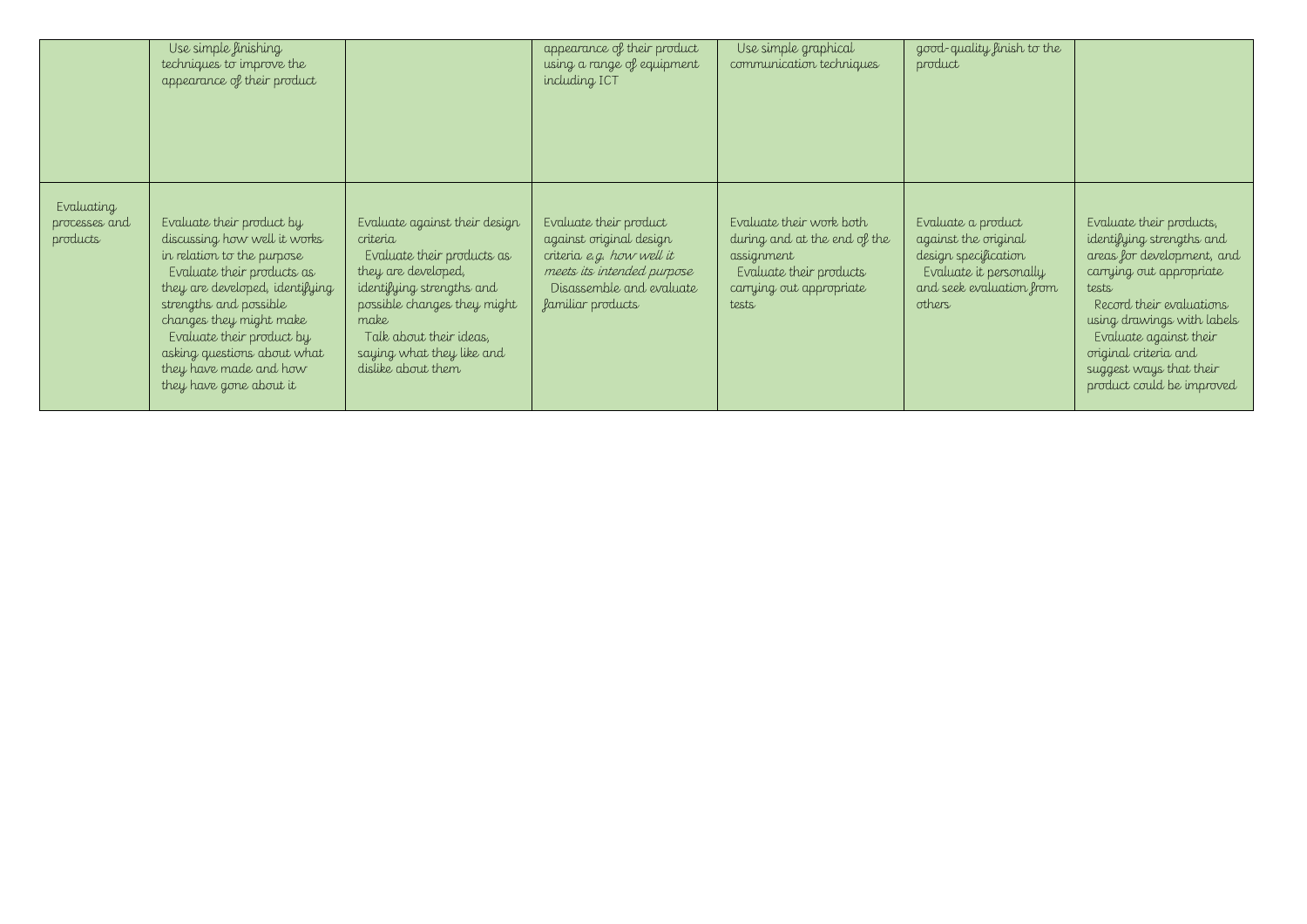| | | | | | | |
|---|---|---|---|---|---|---|
| | Use simple finishing techniques to improve the appearance of their product | | appearance of their product using a range of equipment including ICT | Use simple graphical communication techniques | good-quality finish to the product | |
| Evaluating processes and products | Evaluate their product by discussing how well it works in relation to the purpose<br>Evaluate their products as they are developed, identifying strengths and possible changes they might make<br>Evaluate their product by asking questions about what they have made and how they have gone about it | Evaluate against their design criteria<br>Evaluate their products as they are developed, identifying strengths and possible changes they might make<br>Talk about their ideas, saying what they like and dislike about them | Evaluate their product against original design criteria *e.g. how well it meets its intended purpose*<br>Disassemble and evaluate familiar products | Evaluate their work both during and at the end of the assignment<br>Evaluate their products carrying out appropriate tests | Evaluate a product against the original design specification<br>Evaluate it personally and seek evaluation from others | Evaluate their products, identifying strengths and areas for development, and carrying out appropriate tests<br>Record their evaluations using drawings with labels<br>Evaluate against their original criteria and suggest ways that their product could be improved |